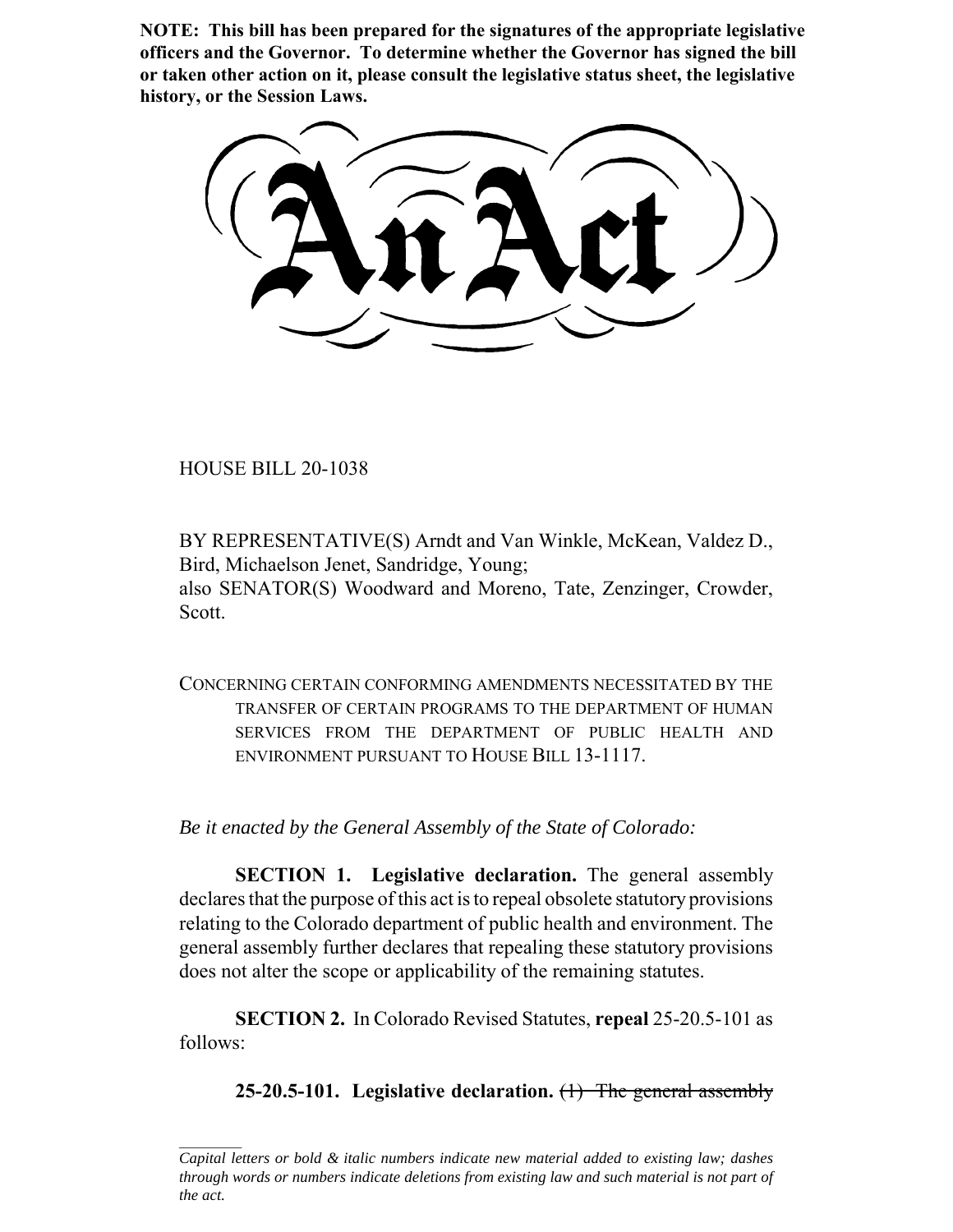**NOTE: This bill has been prepared for the signatures of the appropriate legislative officers and the Governor. To determine whether the Governor has signed the bill or taken other action on it, please consult the legislative status sheet, the legislative history, or the Session Laws.**

# An Act

HOUSE BILL 20-1038

BY REPRESENTATIVE(S) Arndt and Van Winkle, McKean, Valdez D., Bird, Michaelson Jenet, Sandridge, Young;
also SENATOR(S) Woodward and Moreno, Tate, Zenzinger, Crowder, Scott.

CONCERNING CERTAIN CONFORMING AMENDMENTS NECESSITATED BY THE TRANSFER OF CERTAIN PROGRAMS TO THE DEPARTMENT OF HUMAN SERVICES FROM THE DEPARTMENT OF PUBLIC HEALTH AND ENVIRONMENT PURSUANT TO HOUSE BILL 13-1117.

*Be it enacted by the General Assembly of the State of Colorado:*

**SECTION 1. Legislative declaration.** The general assembly declares that the purpose of this act is to repeal obsolete statutory provisions relating to the Colorado department of public health and environment. The general assembly further declares that repealing these statutory provisions does not alter the scope or applicability of the remaining statutes.

**SECTION 2.** In Colorado Revised Statutes, **repeal** 25-20.5-101 as follows:

**25-20.5-101. Legislative declaration.** ~~(1) The general assembly~~

---

*Capital letters or bold & italic numbers indicate new material added to existing law; dashes through words or numbers indicate deletions from existing law and such material is not part of the act.*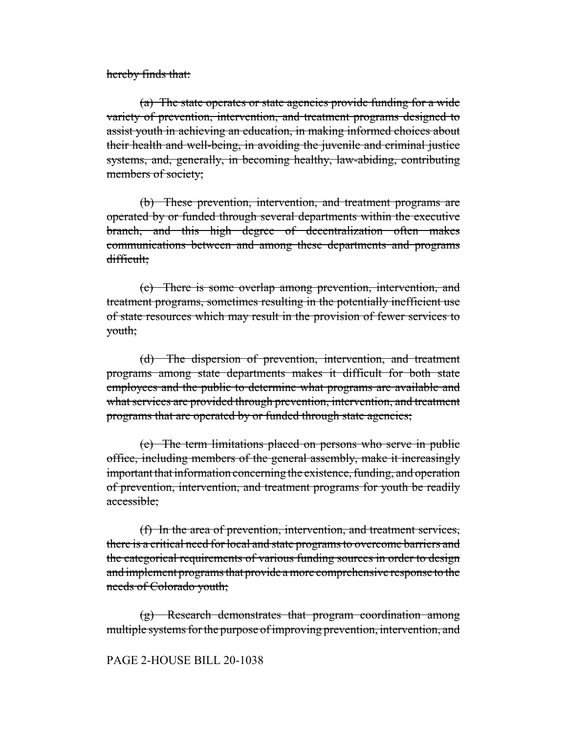~~hereby finds that:~~

~~(a) The state operates or state agencies provide funding for a wide variety of prevention, intervention, and treatment programs designed to assist youth in achieving an education, in making informed choices about their health and well-being, in avoiding the juvenile and criminal justice systems, and, generally, in becoming healthy, law-abiding, contributing members of society;~~

~~(b) These prevention, intervention, and treatment programs are operated by or funded through several departments within the executive branch, and this high degree of decentralization often makes communications between and among these departments and programs difficult;~~

~~(c) There is some overlap among prevention, intervention, and treatment programs, sometimes resulting in the potentially inefficient use of state resources which may result in the provision of fewer services to youth;~~

~~(d) The dispersion of prevention, intervention, and treatment programs among state departments makes it difficult for both state employees and the public to determine what programs are available and what services are provided through prevention, intervention, and treatment programs that are operated by or funded through state agencies;~~

~~(e) The term limitations placed on persons who serve in public office, including members of the general assembly, make it increasingly important that information concerning the existence, funding, and operation of prevention, intervention, and treatment programs for youth be readily accessible;~~

~~(f) In the area of prevention, intervention, and treatment services, there is a critical need for local and state programs to overcome barriers and the categorical requirements of various funding sources in order to design and implement programs that provide a more comprehensive response to the needs of Colorado youth;~~

~~(g) Research demonstrates that program coordination among multiple systems for the purpose of improving prevention, intervention, and~~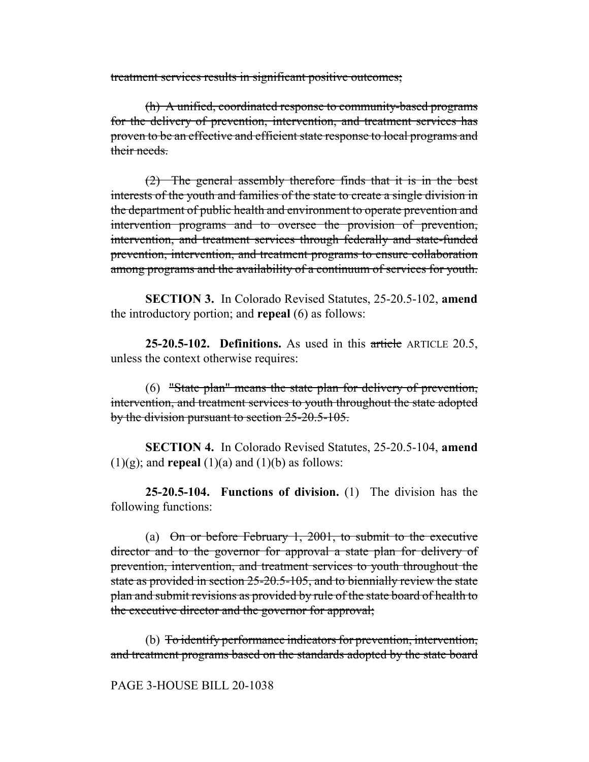~~treatment services results in significant positive outcomes;~~

~~(h) A unified, coordinated response to community-based programs for the delivery of prevention, intervention, and treatment services has proven to be an effective and efficient state response to local programs and their needs.~~

~~(2) The general assembly therefore finds that it is in the best interests of the youth and families of the state to create a single division in the department of public health and environment to operate prevention and intervention programs and to oversee the provision of prevention, intervention, and treatment services through federally and state-funded prevention, intervention, and treatment programs to ensure collaboration among programs and the availability of a continuum of services for youth.~~

**SECTION 3.** In Colorado Revised Statutes, 25-20.5-102, **amend** the introductory portion; and **repeal** (6) as follows:

**25-20.5-102. Definitions.** As used in this ~~article~~ ARTICLE 20.5, unless the context otherwise requires:

(6) ~~"State plan" means the state plan for delivery of prevention, intervention, and treatment services to youth throughout the state adopted by the division pursuant to section 25-20.5-105.~~

**SECTION 4.** In Colorado Revised Statutes, 25-20.5-104, **amend** (1)(g); and **repeal** (1)(a) and (1)(b) as follows:

**25-20.5-104. Functions of division.** (1) The division has the following functions:

(a) ~~On or before February 1, 2001, to submit to the executive director and to the governor for approval a state plan for delivery of prevention, intervention, and treatment services to youth throughout the state as provided in section 25-20.5-105, and to biennially review the state plan and submit revisions as provided by rule of the state board of health to the executive director and the governor for approval;~~

(b) ~~To identify performance indicators for prevention, intervention, and treatment programs based on the standards adopted by the state board~~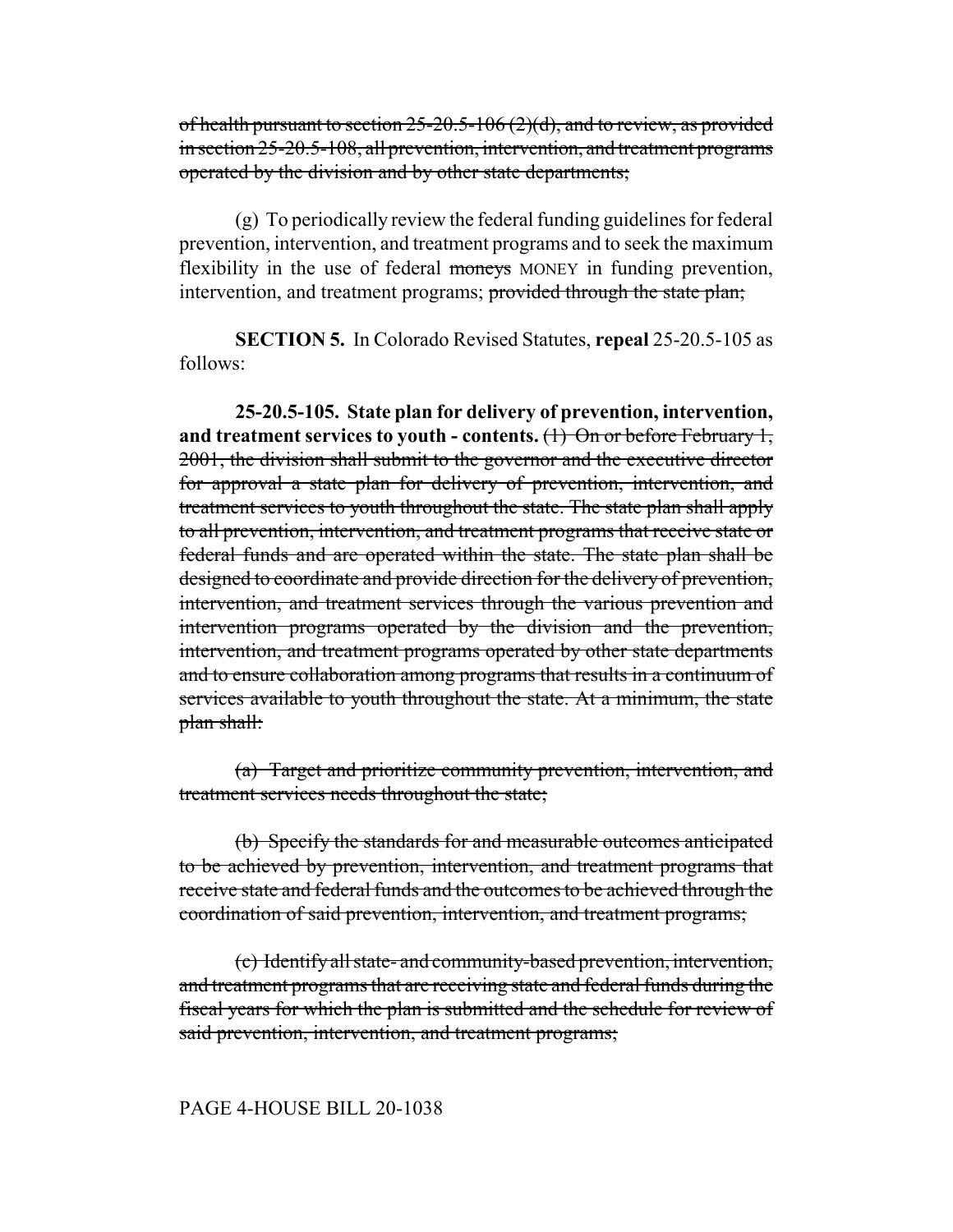~~of health pursuant to section 25-20.5-106 (2)(d), and to review, as provided in section 25-20.5-108, all prevention, intervention, and treatment programs operated by the division and by other state departments;~~

(g) To periodically review the federal funding guidelines for federal prevention, intervention, and treatment programs and to seek the maximum flexibility in the use of federal ~~moneys~~ MONEY in funding prevention, intervention, and treatment programs; ~~provided through the state plan;~~

**SECTION 5.** In Colorado Revised Statutes, **repeal** 25-20.5-105 as follows:

**25-20.5-105. State plan for delivery of prevention, intervention, and treatment services to youth - contents.** ~~(1) On or before February 1, 2001, the division shall submit to the governor and the executive director for approval a state plan for delivery of prevention, intervention, and treatment services to youth throughout the state. The state plan shall apply to all prevention, intervention, and treatment programs that receive state or federal funds and are operated within the state. The state plan shall be designed to coordinate and provide direction for the delivery of prevention, intervention, and treatment services through the various prevention and intervention programs operated by the division and the prevention, intervention, and treatment programs operated by other state departments and to ensure collaboration among programs that results in a continuum of services available to youth throughout the state. At a minimum, the state plan shall:~~

~~(a) Target and prioritize community prevention, intervention, and treatment services needs throughout the state;~~

~~(b) Specify the standards for and measurable outcomes anticipated to be achieved by prevention, intervention, and treatment programs that receive state and federal funds and the outcomes to be achieved through the coordination of said prevention, intervention, and treatment programs;~~

~~(c) Identify all state- and community-based prevention, intervention, and treatment programs that are receiving state and federal funds during the fiscal years for which the plan is submitted and the schedule for review of said prevention, intervention, and treatment programs;~~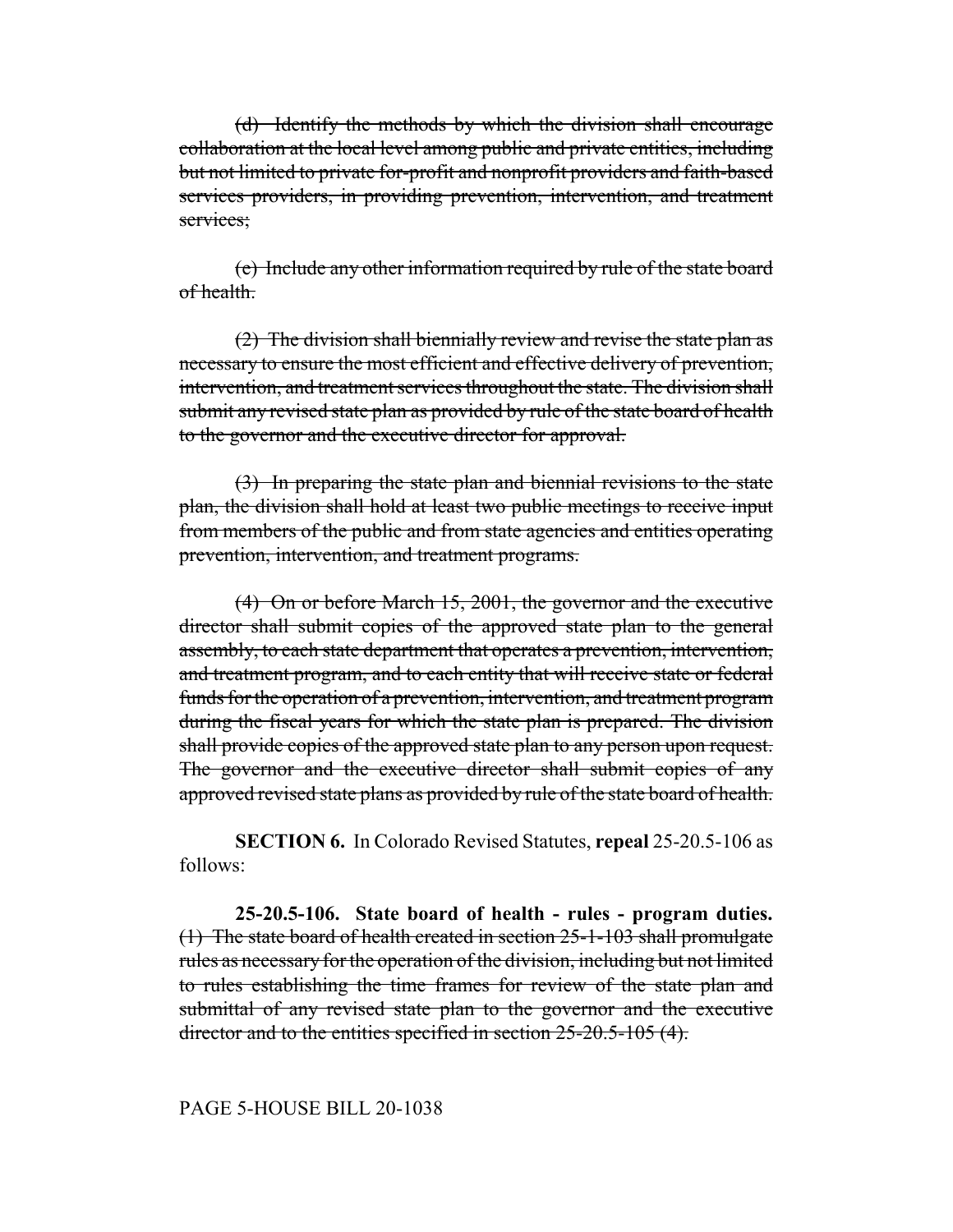~~(d) Identify the methods by which the division shall encourage collaboration at the local level among public and private entities, including but not limited to private for-profit and nonprofit providers and faith-based services providers, in providing prevention, intervention, and treatment services;~~

~~(e) Include any other information required by rule of the state board of health.~~

~~(2) The division shall biennially review and revise the state plan as necessary to ensure the most efficient and effective delivery of prevention, intervention, and treatment services throughout the state. The division shall submit any revised state plan as provided by rule of the state board of health to the governor and the executive director for approval.~~

~~(3) In preparing the state plan and biennial revisions to the state plan, the division shall hold at least two public meetings to receive input from members of the public and from state agencies and entities operating prevention, intervention, and treatment programs.~~

~~(4) On or before March 15, 2001, the governor and the executive director shall submit copies of the approved state plan to the general assembly, to each state department that operates a prevention, intervention, and treatment program, and to each entity that will receive state or federal funds for the operation of a prevention, intervention, and treatment program during the fiscal years for which the state plan is prepared. The division shall provide copies of the approved state plan to any person upon request. The governor and the executive director shall submit copies of any approved revised state plans as provided by rule of the state board of health.~~

**SECTION 6.** In Colorado Revised Statutes, **repeal** 25-20.5-106 as follows:

**25-20.5-106. State board of health - rules - program duties.** ~~(1) The state board of health created in section 25-1-103 shall promulgate rules as necessary for the operation of the division, including but not limited to rules establishing the time frames for review of the state plan and submittal of any revised state plan to the governor and the executive director and to the entities specified in section 25-20.5-105 (4).~~

PAGE 5-HOUSE BILL 20-1038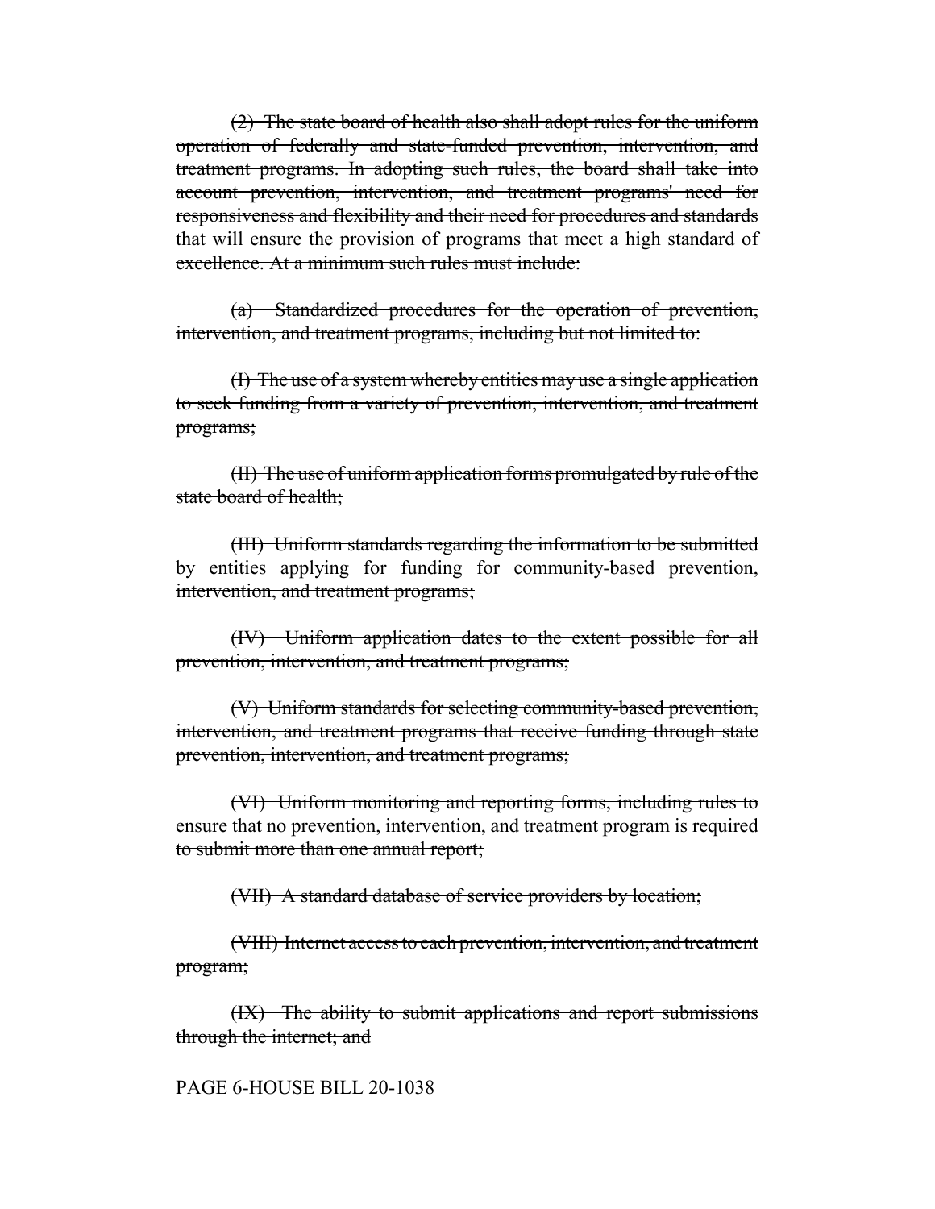~~(2) The state board of health also shall adopt rules for the uniform operation of federally and state-funded prevention, intervention, and treatment programs. In adopting such rules, the board shall take into account prevention, intervention, and treatment programs' need for responsiveness and flexibility and their need for procedures and standards that will ensure the provision of programs that meet a high standard of excellence. At a minimum such rules must include:~~

~~(a) Standardized procedures for the operation of prevention, intervention, and treatment programs, including but not limited to:~~

~~(I) The use of a system whereby entities may use a single application to seek funding from a variety of prevention, intervention, and treatment programs;~~

~~(II) The use of uniform application forms promulgated by rule of the state board of health;~~

~~(III) Uniform standards regarding the information to be submitted by entities applying for funding for community-based prevention, intervention, and treatment programs;~~

~~(IV) Uniform application dates to the extent possible for all prevention, intervention, and treatment programs;~~

~~(V) Uniform standards for selecting community-based prevention, intervention, and treatment programs that receive funding through state prevention, intervention, and treatment programs;~~

~~(VI) Uniform monitoring and reporting forms, including rules to ensure that no prevention, intervention, and treatment program is required to submit more than one annual report;~~

~~(VII) A standard database of service providers by location;~~

~~(VIII) Internet access to each prevention, intervention, and treatment program;~~

~~(IX) The ability to submit applications and report submissions through the internet; and~~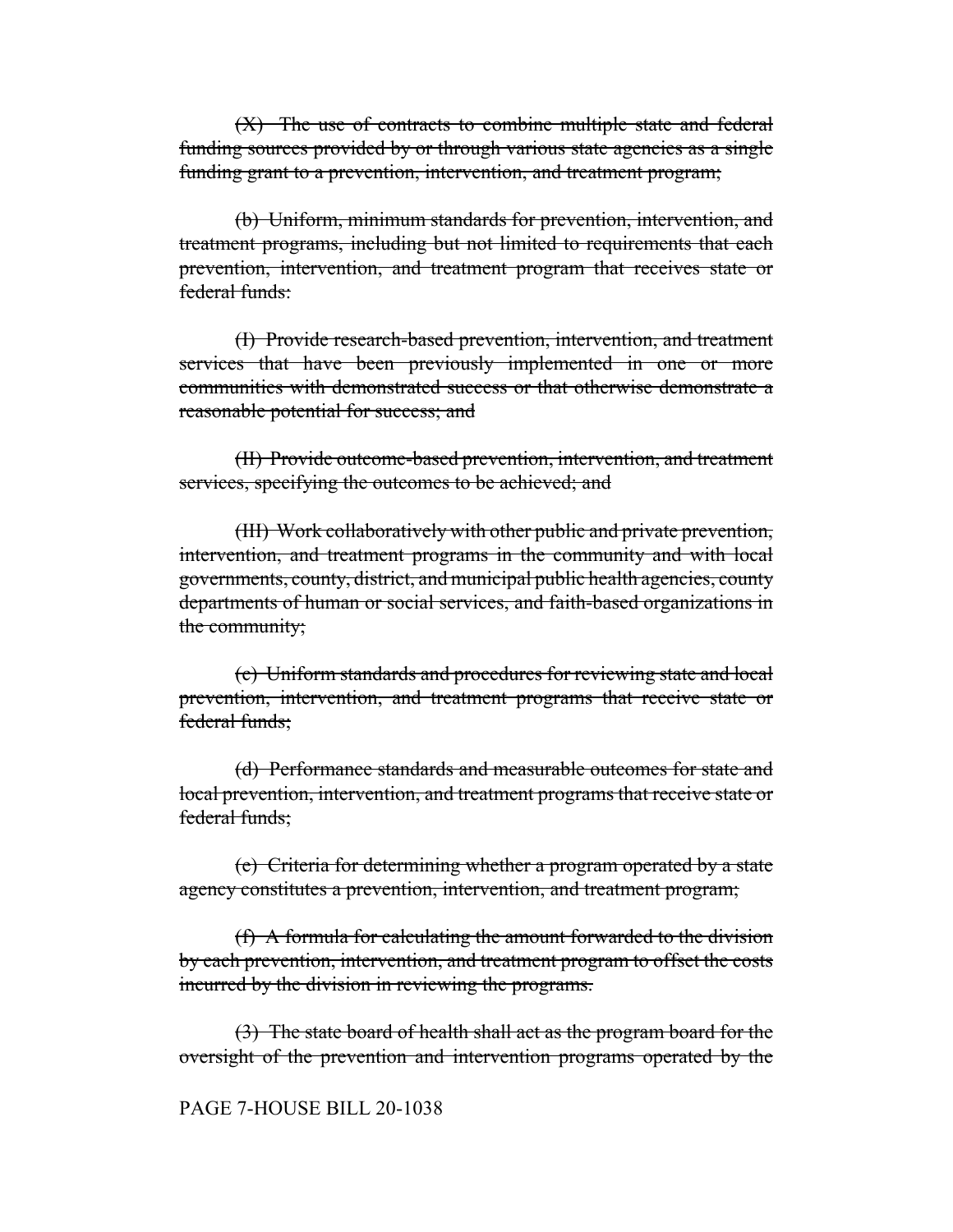~~(X) The use of contracts to combine multiple state and federal funding sources provided by or through various state agencies as a single funding grant to a prevention, intervention, and treatment program;~~

~~(b) Uniform, minimum standards for prevention, intervention, and treatment programs, including but not limited to requirements that each prevention, intervention, and treatment program that receives state or federal funds:~~

~~(I) Provide research-based prevention, intervention, and treatment services that have been previously implemented in one or more communities with demonstrated success or that otherwise demonstrate a reasonable potential for success; and~~

~~(II) Provide outcome-based prevention, intervention, and treatment services, specifying the outcomes to be achieved; and~~

~~(III) Work collaboratively with other public and private prevention, intervention, and treatment programs in the community and with local governments, county, district, and municipal public health agencies, county departments of human or social services, and faith-based organizations in the community;~~

~~(c) Uniform standards and procedures for reviewing state and local prevention, intervention, and treatment programs that receive state or federal funds;~~

~~(d) Performance standards and measurable outcomes for state and local prevention, intervention, and treatment programs that receive state or federal funds;~~

~~(e) Criteria for determining whether a program operated by a state agency constitutes a prevention, intervention, and treatment program;~~

~~(f) A formula for calculating the amount forwarded to the division by each prevention, intervention, and treatment program to offset the costs incurred by the division in reviewing the programs.~~

~~(3) The state board of health shall act as the program board for the oversight of the prevention and intervention programs operated by the~~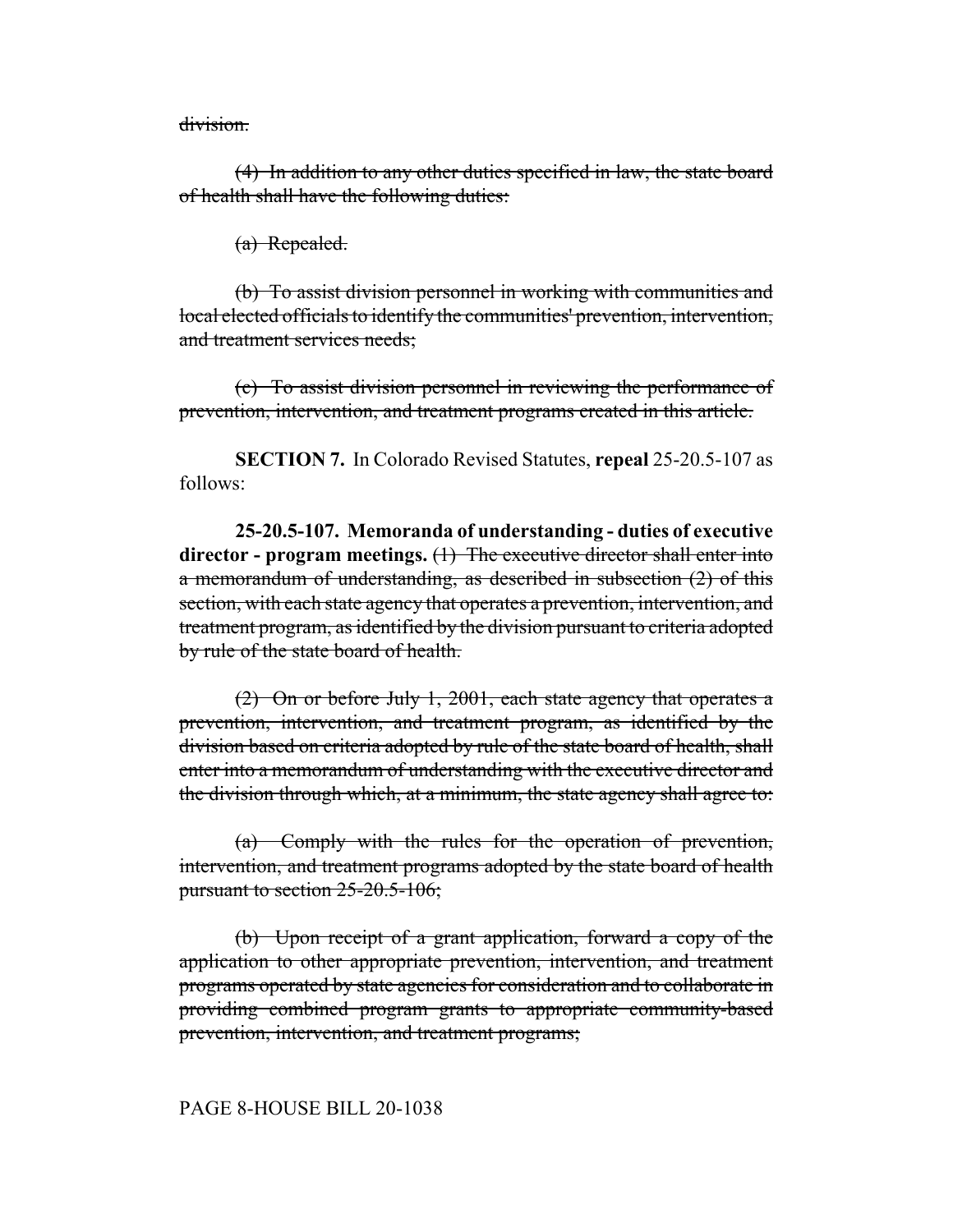~~division.~~

~~(4) In addition to any other duties specified in law, the state board of health shall have the following duties:~~

~~(a) Repealed.~~

~~(b) To assist division personnel in working with communities and local elected officials to identify the communities' prevention, intervention, and treatment services needs;~~

~~(c) To assist division personnel in reviewing the performance of prevention, intervention, and treatment programs created in this article.~~

**SECTION 7.** In Colorado Revised Statutes, **repeal** 25-20.5-107 as follows:

**25-20.5-107. Memoranda of understanding - duties of executive director - program meetings.** ~~(1) The executive director shall enter into a memorandum of understanding, as described in subsection (2) of this section, with each state agency that operates a prevention, intervention, and treatment program, as identified by the division pursuant to criteria adopted by rule of the state board of health.~~

~~(2) On or before July 1, 2001, each state agency that operates a prevention, intervention, and treatment program, as identified by the division based on criteria adopted by rule of the state board of health, shall enter into a memorandum of understanding with the executive director and the division through which, at a minimum, the state agency shall agree to:~~

~~(a) Comply with the rules for the operation of prevention, intervention, and treatment programs adopted by the state board of health pursuant to section 25-20.5-106;~~

~~(b) Upon receipt of a grant application, forward a copy of the application to other appropriate prevention, intervention, and treatment programs operated by state agencies for consideration and to collaborate in providing combined program grants to appropriate community-based prevention, intervention, and treatment programs;~~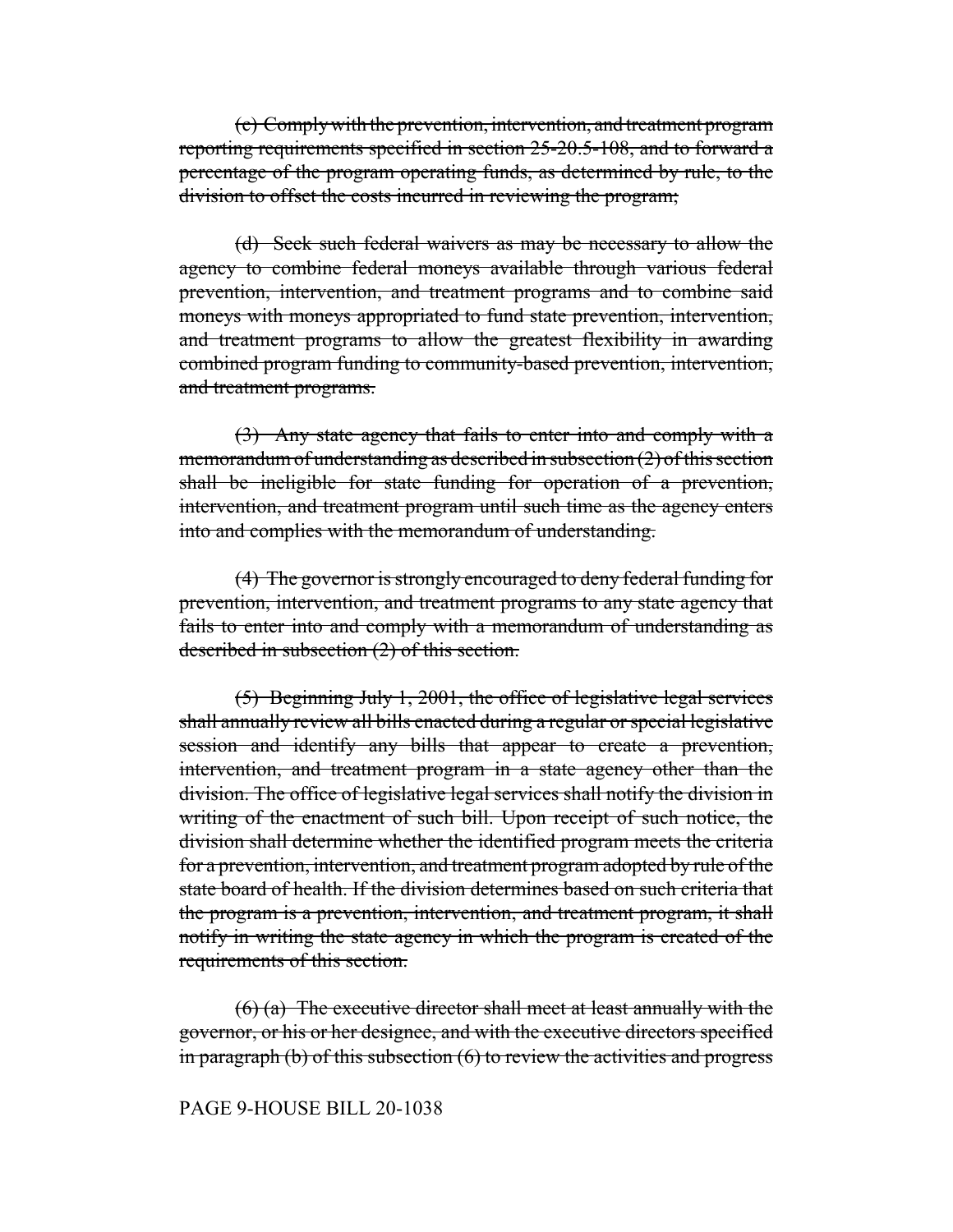~~(c) Comply with the prevention, intervention, and treatment program reporting requirements specified in section 25-20.5-108, and to forward a percentage of the program operating funds, as determined by rule, to the division to offset the costs incurred in reviewing the program;~~

~~(d) Seek such federal waivers as may be necessary to allow the agency to combine federal moneys available through various federal prevention, intervention, and treatment programs and to combine said moneys with moneys appropriated to fund state prevention, intervention, and treatment programs to allow the greatest flexibility in awarding combined program funding to community-based prevention, intervention, and treatment programs.~~

~~(3) Any state agency that fails to enter into and comply with a memorandum of understanding as described in subsection (2) of this section shall be ineligible for state funding for operation of a prevention, intervention, and treatment program until such time as the agency enters into and complies with the memorandum of understanding.~~

~~(4) The governor is strongly encouraged to deny federal funding for prevention, intervention, and treatment programs to any state agency that fails to enter into and comply with a memorandum of understanding as described in subsection (2) of this section.~~

~~(5) Beginning July 1, 2001, the office of legislative legal services shall annually review all bills enacted during a regular or special legislative session and identify any bills that appear to create a prevention, intervention, and treatment program in a state agency other than the division. The office of legislative legal services shall notify the division in writing of the enactment of such bill. Upon receipt of such notice, the division shall determine whether the identified program meets the criteria for a prevention, intervention, and treatment program adopted by rule of the state board of health. If the division determines based on such criteria that the program is a prevention, intervention, and treatment program, it shall notify in writing the state agency in which the program is created of the requirements of this section.~~

~~(6) (a) The executive director shall meet at least annually with the governor, or his or her designee, and with the executive directors specified in paragraph (b) of this subsection (6) to review the activities and progress~~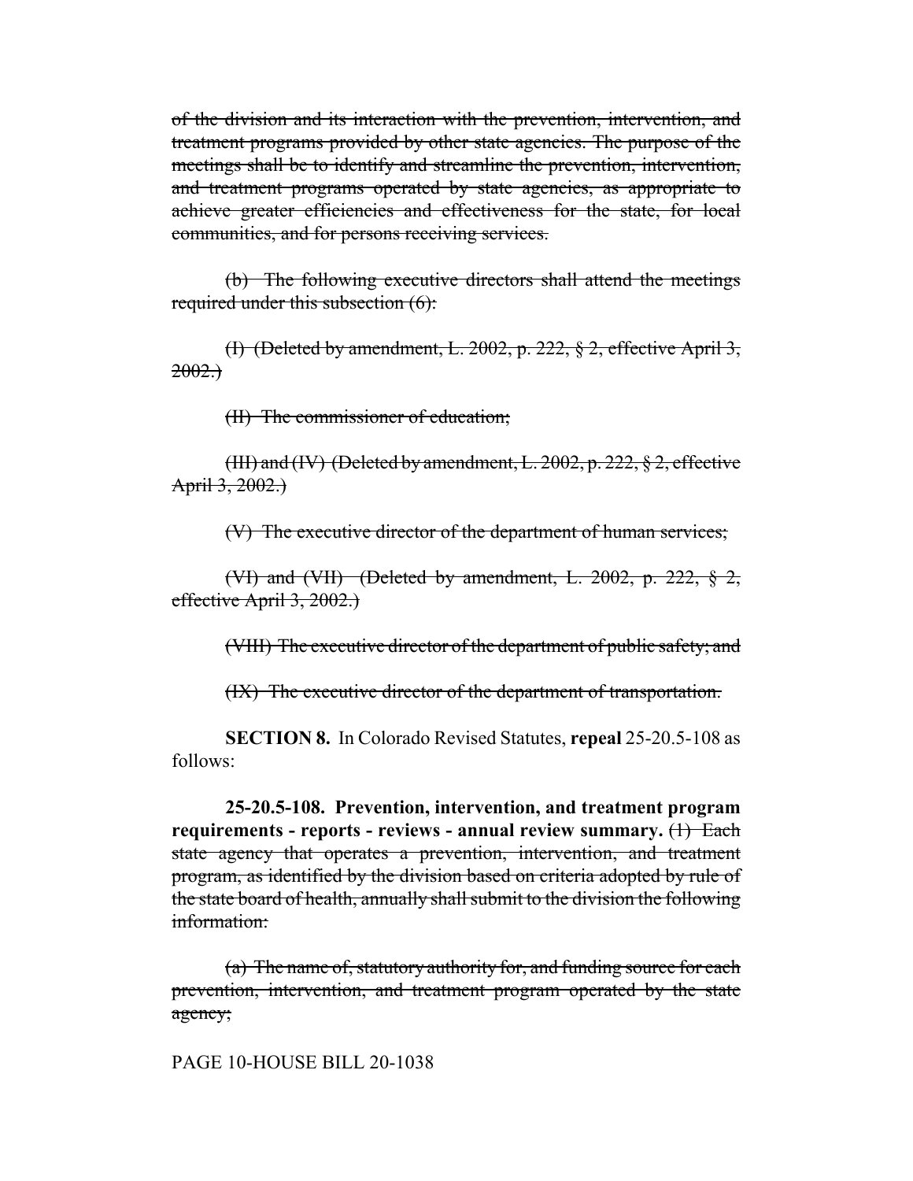~~of the division and its interaction with the prevention, intervention, and treatment programs provided by other state agencies. The purpose of the meetings shall be to identify and streamline the prevention, intervention, and treatment programs operated by state agencies, as appropriate to achieve greater efficiencies and effectiveness for the state, for local communities, and for persons receiving services.~~

~~(b) The following executive directors shall attend the meetings required under this subsection (6):~~

~~(I) (Deleted by amendment, L. 2002, p. 222, § 2, effective April 3, 2002.)~~

~~(II) The commissioner of education;~~

~~(III) and (IV) (Deleted by amendment, L. 2002, p. 222, § 2, effective April 3, 2002.)~~

~~(V) The executive director of the department of human services;~~

~~(VI) and (VII) (Deleted by amendment, L. 2002, p. 222, § 2, effective April 3, 2002.)~~

~~(VIII) The executive director of the department of public safety; and~~

~~(IX) The executive director of the department of transportation.~~

**SECTION 8.** In Colorado Revised Statutes, **repeal** 25-20.5-108 as follows:

**25-20.5-108. Prevention, intervention, and treatment program requirements - reports - reviews - annual review summary.** ~~(1) Each state agency that operates a prevention, intervention, and treatment program, as identified by the division based on criteria adopted by rule of the state board of health, annually shall submit to the division the following information:~~

~~(a) The name of, statutory authority for, and funding source for each prevention, intervention, and treatment program operated by the state agency;~~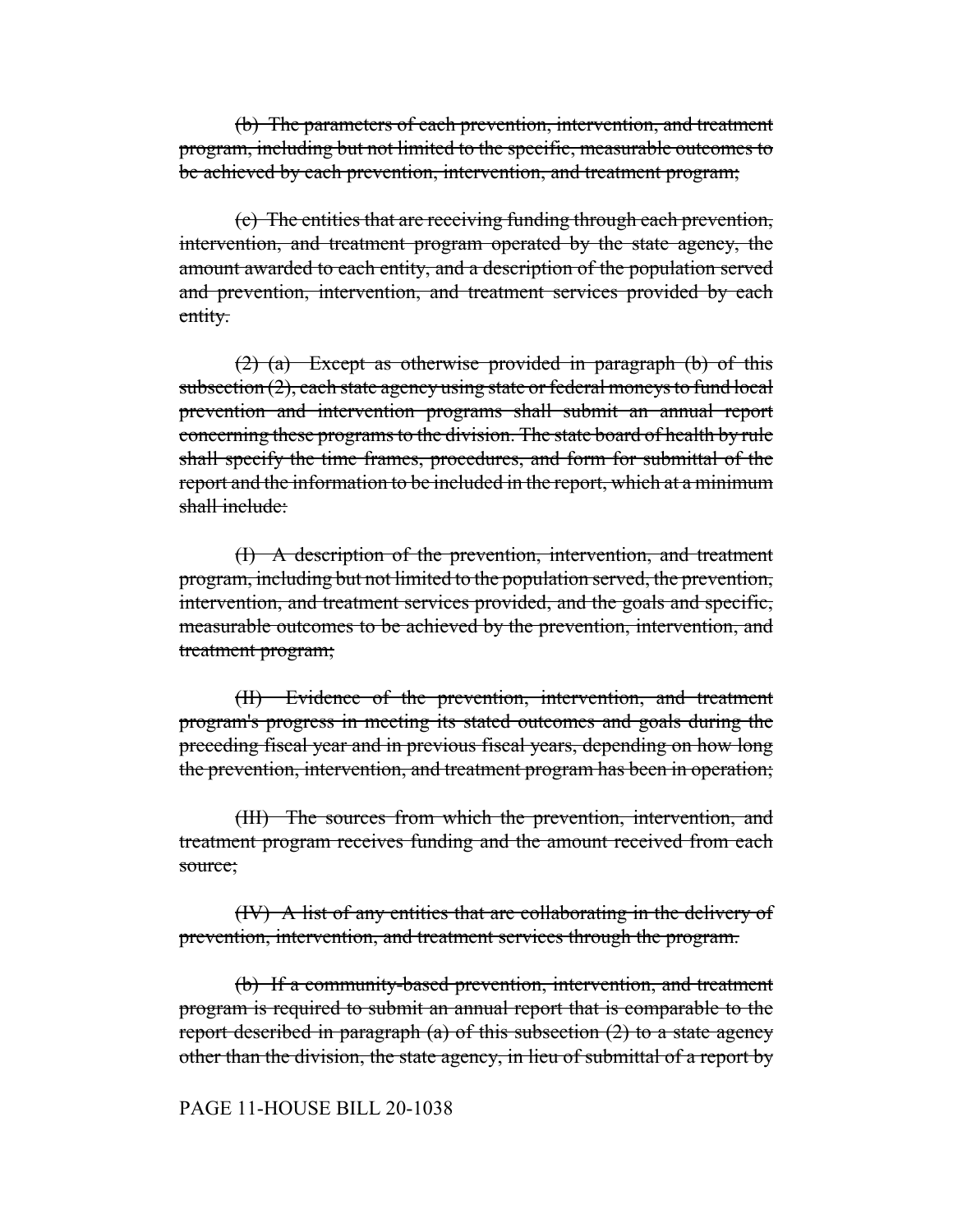~~(b) The parameters of each prevention, intervention, and treatment program, including but not limited to the specific, measurable outcomes to be achieved by each prevention, intervention, and treatment program;~~

~~(c) The entities that are receiving funding through each prevention, intervention, and treatment program operated by the state agency, the amount awarded to each entity, and a description of the population served and prevention, intervention, and treatment services provided by each entity.~~

~~(2) (a) Except as otherwise provided in paragraph (b) of this subsection (2), each state agency using state or federal moneys to fund local prevention and intervention programs shall submit an annual report concerning these programs to the division. The state board of health by rule shall specify the time frames, procedures, and form for submittal of the report and the information to be included in the report, which at a minimum shall include:~~

~~(I) A description of the prevention, intervention, and treatment program, including but not limited to the population served, the prevention, intervention, and treatment services provided, and the goals and specific, measurable outcomes to be achieved by the prevention, intervention, and treatment program;~~

~~(II) Evidence of the prevention, intervention, and treatment program's progress in meeting its stated outcomes and goals during the preceding fiscal year and in previous fiscal years, depending on how long the prevention, intervention, and treatment program has been in operation;~~

~~(III) The sources from which the prevention, intervention, and treatment program receives funding and the amount received from each source;~~

~~(IV) A list of any entities that are collaborating in the delivery of prevention, intervention, and treatment services through the program.~~

~~(b) If a community-based prevention, intervention, and treatment program is required to submit an annual report that is comparable to the report described in paragraph (a) of this subsection (2) to a state agency other than the division, the state agency, in lieu of submittal of a report by~~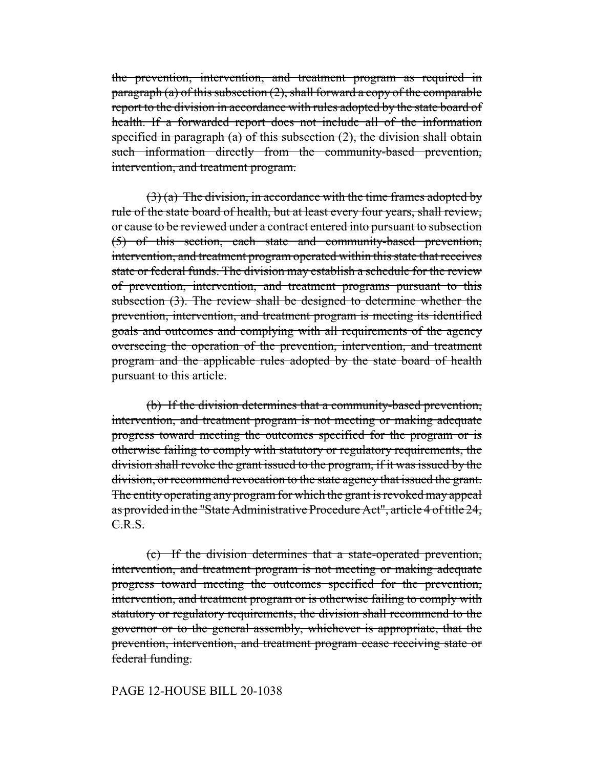~~the prevention, intervention, and treatment program as required in paragraph (a) of this subsection (2), shall forward a copy of the comparable report to the division in accordance with rules adopted by the state board of health. If a forwarded report does not include all of the information specified in paragraph (a) of this subsection (2), the division shall obtain such information directly from the community-based prevention, intervention, and treatment program.~~

~~(3) (a) The division, in accordance with the time frames adopted by rule of the state board of health, but at least every four years, shall review, or cause to be reviewed under a contract entered into pursuant to subsection (5) of this section, each state and community-based prevention, intervention, and treatment program operated within this state that receives state or federal funds. The division may establish a schedule for the review of prevention, intervention, and treatment programs pursuant to this subsection (3). The review shall be designed to determine whether the prevention, intervention, and treatment program is meeting its identified goals and outcomes and complying with all requirements of the agency overseeing the operation of the prevention, intervention, and treatment program and the applicable rules adopted by the state board of health pursuant to this article.~~

~~(b) If the division determines that a community-based prevention, intervention, and treatment program is not meeting or making adequate progress toward meeting the outcomes specified for the program or is otherwise failing to comply with statutory or regulatory requirements, the division shall revoke the grant issued to the program, if it was issued by the division, or recommend revocation to the state agency that issued the grant. The entity operating any program for which the grant is revoked may appeal as provided in the "State Administrative Procedure Act", article 4 of title 24, C.R.S.~~

~~(c) If the division determines that a state-operated prevention, intervention, and treatment program is not meeting or making adequate progress toward meeting the outcomes specified for the prevention, intervention, and treatment program or is otherwise failing to comply with statutory or regulatory requirements, the division shall recommend to the governor or to the general assembly, whichever is appropriate, that the prevention, intervention, and treatment program cease receiving state or federal funding.~~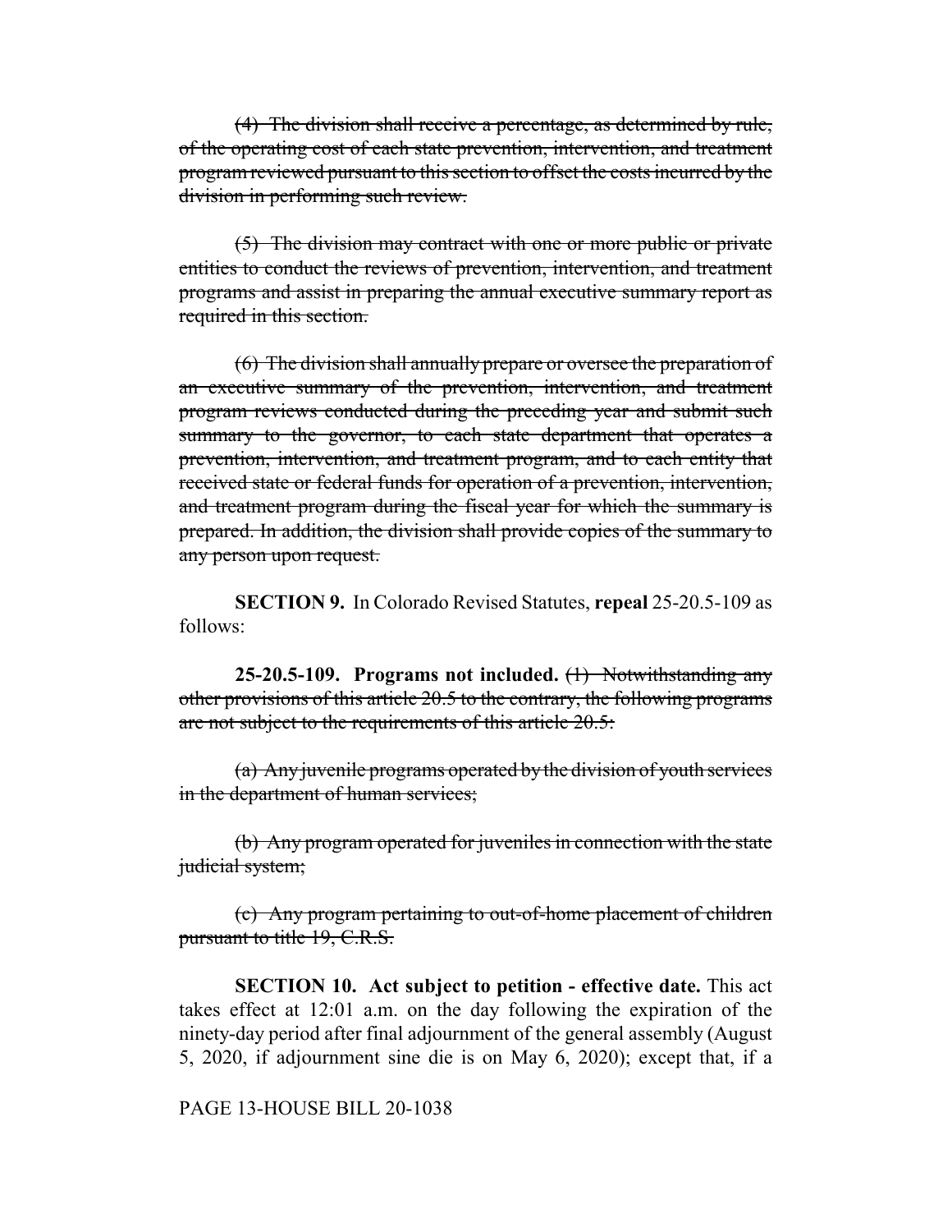~~(4) The division shall receive a percentage, as determined by rule, of the operating cost of each state prevention, intervention, and treatment program reviewed pursuant to this section to offset the costs incurred by the division in performing such review.~~

~~(5) The division may contract with one or more public or private entities to conduct the reviews of prevention, intervention, and treatment programs and assist in preparing the annual executive summary report as required in this section.~~

~~(6) The division shall annually prepare or oversee the preparation of an executive summary of the prevention, intervention, and treatment program reviews conducted during the preceding year and submit such summary to the governor, to each state department that operates a prevention, intervention, and treatment program, and to each entity that received state or federal funds for operation of a prevention, intervention, and treatment program during the fiscal year for which the summary is prepared. In addition, the division shall provide copies of the summary to any person upon request.~~

**SECTION 9.** In Colorado Revised Statutes, **repeal** 25-20.5-109 as follows:

**25-20.5-109. Programs not included.** ~~(1) Notwithstanding any other provisions of this article 20.5 to the contrary, the following programs are not subject to the requirements of this article 20.5:~~

~~(a) Any juvenile programs operated by the division of youth services in the department of human services;~~

~~(b) Any program operated for juveniles in connection with the state judicial system;~~

~~(c) Any program pertaining to out-of-home placement of children pursuant to title 19, C.R.S.~~

**SECTION 10. Act subject to petition - effective date.** This act takes effect at 12:01 a.m. on the day following the expiration of the ninety-day period after final adjournment of the general assembly (August 5, 2020, if adjournment sine die is on May 6, 2020); except that, if a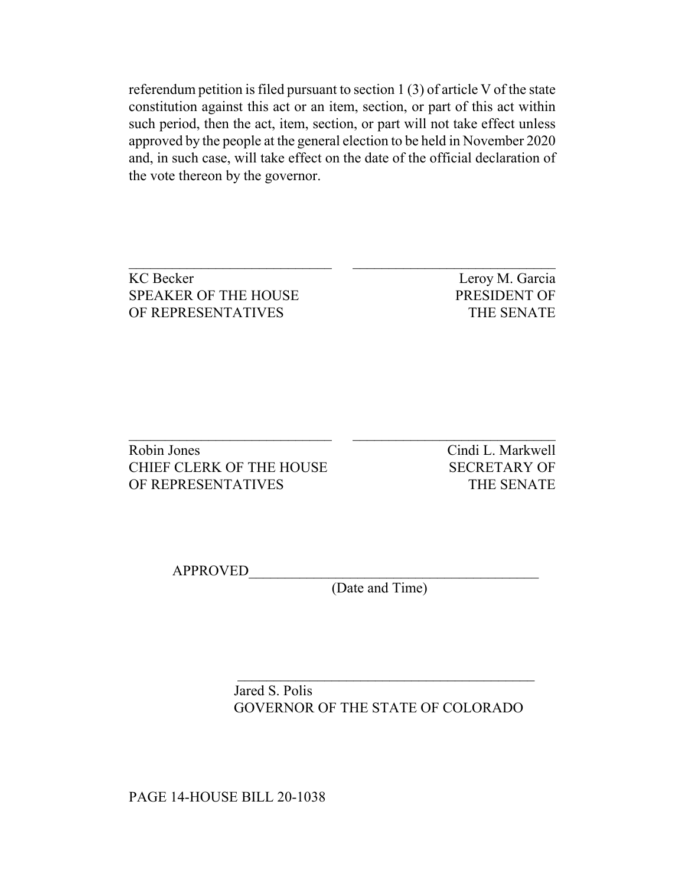referendum petition is filed pursuant to section 1 (3) of article V of the state constitution against this act or an item, section, or part of this act within such period, then the act, item, section, or part will not take effect unless approved by the people at the general election to be held in November 2020 and, in such case, will take effect on the date of the official declaration of the vote thereon by the governor.

____________________________
KC Becker
SPEAKER OF THE HOUSE
OF REPRESENTATIVES

____________________________
Leroy M. Garcia
PRESIDENT OF
THE SENATE

____________________________
Robin Jones
CHIEF CLERK OF THE HOUSE
OF REPRESENTATIVES

____________________________
Cindi L. Markwell
SECRETARY OF
THE SENATE

APPROVED________________________________________
(Date and Time)

_________________________________________
Jared S. Polis
GOVERNOR OF THE STATE OF COLORADO

PAGE 14-HOUSE BILL 20-1038